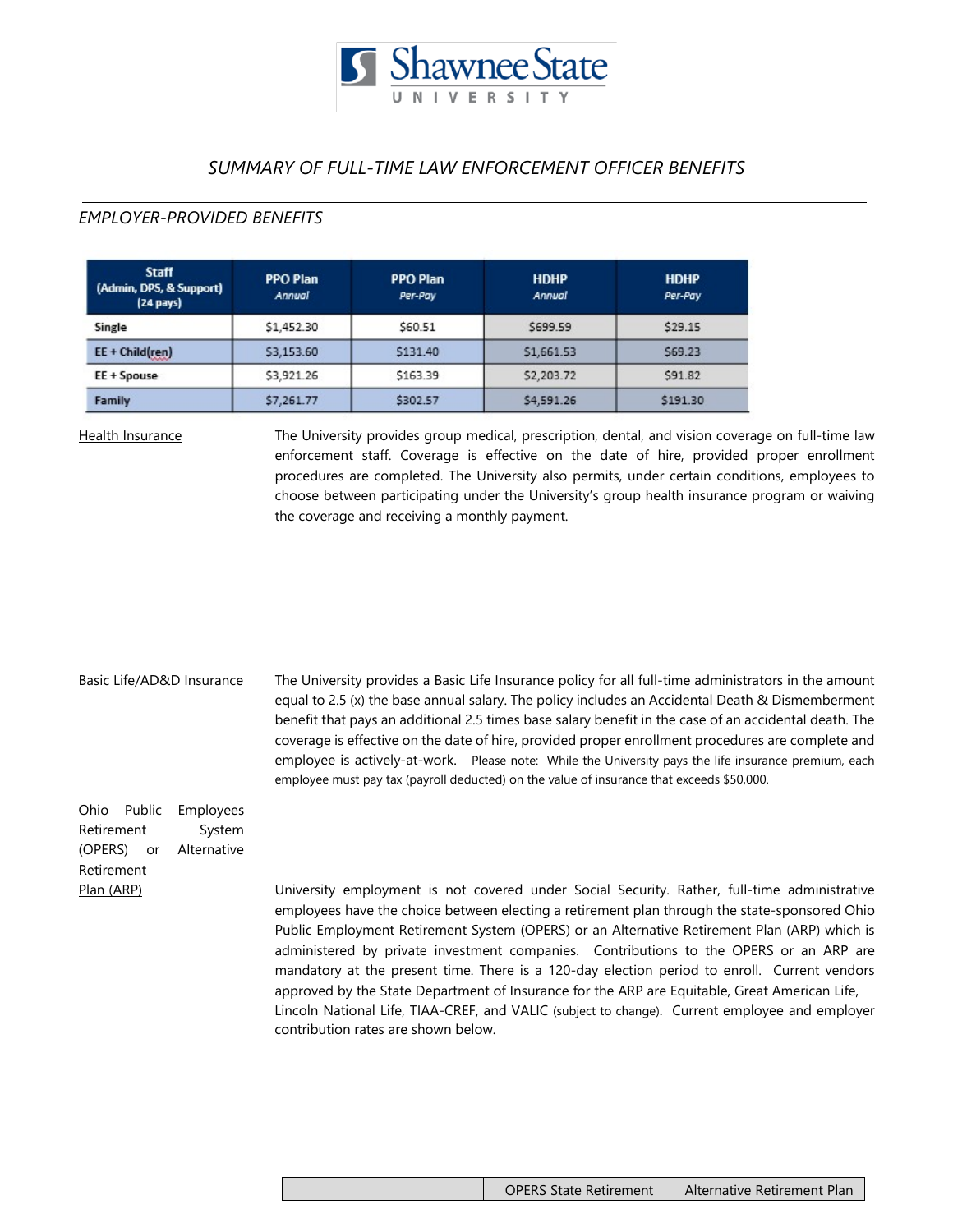Shawnee State UNIVERSITY

## *SUMMARY OF FULL-TIME LAW ENFORCEMENT OFFICER BENEFITS*

### *EMPLOYER-PROVIDED BENEFITS*

| Staff (Admin, DPS, & Support) (24 pays) | PPO Plan *Annual* | PPO Plan *Per-Pay* | HDHP *Annual* | HDHP *Per-Pay* |
|---|---|---|---|---|
| Single | $1,452.30 | $60.51 | $699.59 | $29.15 |
| EE + Child(ren) | $3,153.60 | $131.40 | $1,661.53 | $69.23 |
| EE + Spouse | $3,921.26 | $163.39 | $2,203.72 | $91.82 |
| Family | $7,261.77 | $302.57 | $4,591.26 | $191.30 |

**Health Insurance**

The University provides group medical, prescription, dental, and vision coverage on full-time law enforcement staff. Coverage is effective on the date of hire, provided proper enrollment procedures are completed. The University also permits, under certain conditions, employees to choose between participating under the University's group health insurance program or waiving the coverage and receiving a monthly payment.

**Basic Life/AD&D Insurance**

The University provides a Basic Life Insurance policy for all full-time administrators in the amount equal to 2.5 (x) the base annual salary. The policy includes an Accidental Death & Dismemberment benefit that pays an additional 2.5 times base salary benefit in the case of an accidental death. The coverage is effective on the date of hire, provided proper enrollment procedures are complete and employee is actively-at-work. Please note: While the University pays the life insurance premium, each employee must pay tax (payroll deducted) on the value of insurance that exceeds $50,000.

**Ohio Public Employees Retirement System (OPERS) or Alternative Retirement Plan (ARP)**

University employment is not covered under Social Security. Rather, full-time administrative employees have the choice between electing a retirement plan through the state-sponsored Ohio Public Employment Retirement System (OPERS) or an Alternative Retirement Plan (ARP) which is administered by private investment companies. Contributions to the OPERS or an ARP are mandatory at the present time. There is a 120-day election period to enroll. Current vendors approved by the State Department of Insurance for the ARP are Equitable, Great American Life, Lincoln National Life, TIAA-CREF, and VALIC (subject to change). Current employee and employer contribution rates are shown below.

| | OPERS State Retirement | Alternative Retirement Plan |
|---|---|---|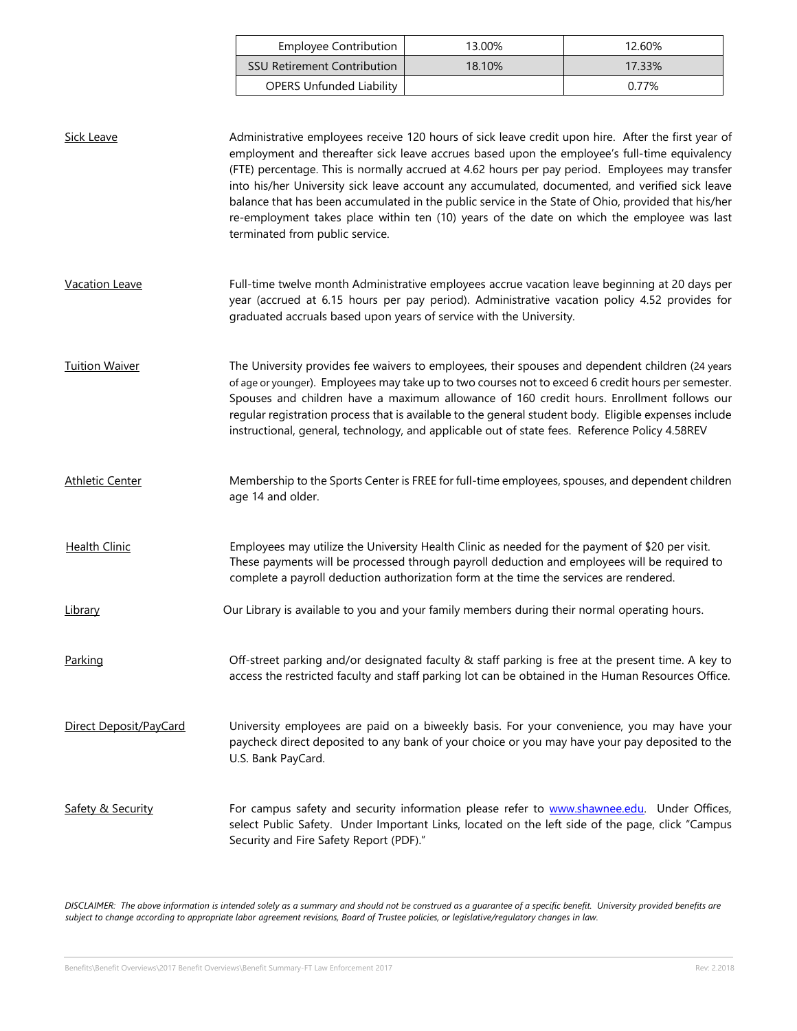| | | |
|---|---|---|
| Employee Contribution | 13.00% | 12.60% |
| SSU Retirement Contribution | 18.10% | 17.33% |
| OPERS Unfunded Liability | | 0.77% |

**Sick Leave**

Administrative employees receive 120 hours of sick leave credit upon hire. After the first year of employment and thereafter sick leave accrues based upon the employee's full-time equivalency (FTE) percentage. This is normally accrued at 4.62 hours per pay period. Employees may transfer into his/her University sick leave account any accumulated, documented, and verified sick leave balance that has been accumulated in the public service in the State of Ohio, provided that his/her re-employment takes place within ten (10) years of the date on which the employee was last terminated from public service.

**Vacation Leave**

Full-time twelve month Administrative employees accrue vacation leave beginning at 20 days per year (accrued at 6.15 hours per pay period). Administrative vacation policy 4.52 provides for graduated accruals based upon years of service with the University.

**Tuition Waiver**

The University provides fee waivers to employees, their spouses and dependent children (24 years of age or younger). Employees may take up to two courses not to exceed 6 credit hours per semester. Spouses and children have a maximum allowance of 160 credit hours. Enrollment follows our regular registration process that is available to the general student body. Eligible expenses include instructional, general, technology, and applicable out of state fees. Reference Policy 4.58REV

**Athletic Center**

Membership to the Sports Center is FREE for full-time employees, spouses, and dependent children age 14 and older.

**Health Clinic**

Employees may utilize the University Health Clinic as needed for the payment of $20 per visit. These payments will be processed through payroll deduction and employees will be required to complete a payroll deduction authorization form at the time the services are rendered.

**Library**

Our Library is available to you and your family members during their normal operating hours.

**Parking**

Off-street parking and/or designated faculty & staff parking is free at the present time. A key to access the restricted faculty and staff parking lot can be obtained in the Human Resources Office.

**Direct Deposit/PayCard**

University employees are paid on a biweekly basis. For your convenience, you may have your paycheck direct deposited to any bank of your choice or you may have your pay deposited to the U.S. Bank PayCard.

**Safety & Security**

For campus safety and security information please refer to www.shawnee.edu. Under Offices, select Public Safety. Under Important Links, located on the left side of the page, click "Campus Security and Fire Safety Report (PDF)."

*DISCLAIMER: The above information is intended solely as a summary and should not be construed as a guarantee of a specific benefit. University provided benefits are subject to change according to appropriate labor agreement revisions, Board of Trustee policies, or legislative/regulatory changes in law.*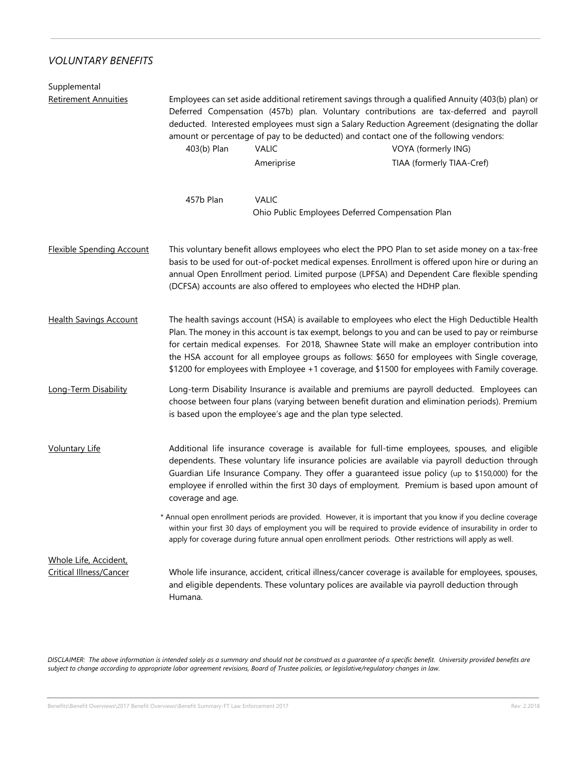## *VOLUNTARY BENEFITS*

**Supplemental Retirement Annuities**

Employees can set aside additional retirement savings through a qualified Annuity (403(b) plan) or Deferred Compensation (457b) plan. Voluntary contributions are tax-deferred and payroll deducted. Interested employees must sign a Salary Reduction Agreement (designating the dollar amount or percentage of pay to be deducted) and contact one of the following vendors:

| | | |
|---|---|---|
| 403(b) Plan | VALIC | VOYA (formerly ING) |
| | Ameriprise | TIAA (formerly TIAA-Cref) |
| 457b Plan | VALIC | |
| | Ohio Public Employees Deferred Compensation Plan | |

**Flexible Spending Account**

This voluntary benefit allows employees who elect the PPO Plan to set aside money on a tax-free basis to be used for out-of-pocket medical expenses. Enrollment is offered upon hire or during an annual Open Enrollment period. Limited purpose (LPFSA) and Dependent Care flexible spending (DCFSA) accounts are also offered to employees who elected the HDHP plan.

**Health Savings Account**

The health savings account (HSA) is available to employees who elect the High Deductible Health Plan. The money in this account is tax exempt, belongs to you and can be used to pay or reimburse for certain medical expenses. For 2018, Shawnee State will make an employer contribution into the HSA account for all employee groups as follows: $650 for employees with Single coverage, $1200 for employees with Employee +1 coverage, and $1500 for employees with Family coverage.

**Long-Term Disability**

Long-term Disability Insurance is available and premiums are payroll deducted. Employees can choose between four plans (varying between benefit duration and elimination periods). Premium is based upon the employee's age and the plan type selected.

**Voluntary Life**

Additional life insurance coverage is available for full-time employees, spouses, and eligible dependents. These voluntary life insurance policies are available via payroll deduction through Guardian Life Insurance Company. They offer a guaranteed issue policy (up to $150,000) for the employee if enrolled within the first 30 days of employment. Premium is based upon amount of coverage and age.

* Annual open enrollment periods are provided. However, it is important that you know if you decline coverage within your first 30 days of employment you will be required to provide evidence of insurability in order to apply for coverage during future annual open enrollment periods. Other restrictions will apply as well.

**Whole Life, Accident, Critical Illness/Cancer**

Whole life insurance, accident, critical illness/cancer coverage is available for employees, spouses, and eligible dependents. These voluntary polices are available via payroll deduction through Humana.

*DISCLAIMER: The above information is intended solely as a summary and should not be construed as a guarantee of a specific benefit. University provided benefits are subject to change according to appropriate labor agreement revisions, Board of Trustee policies, or legislative/regulatory changes in law.*